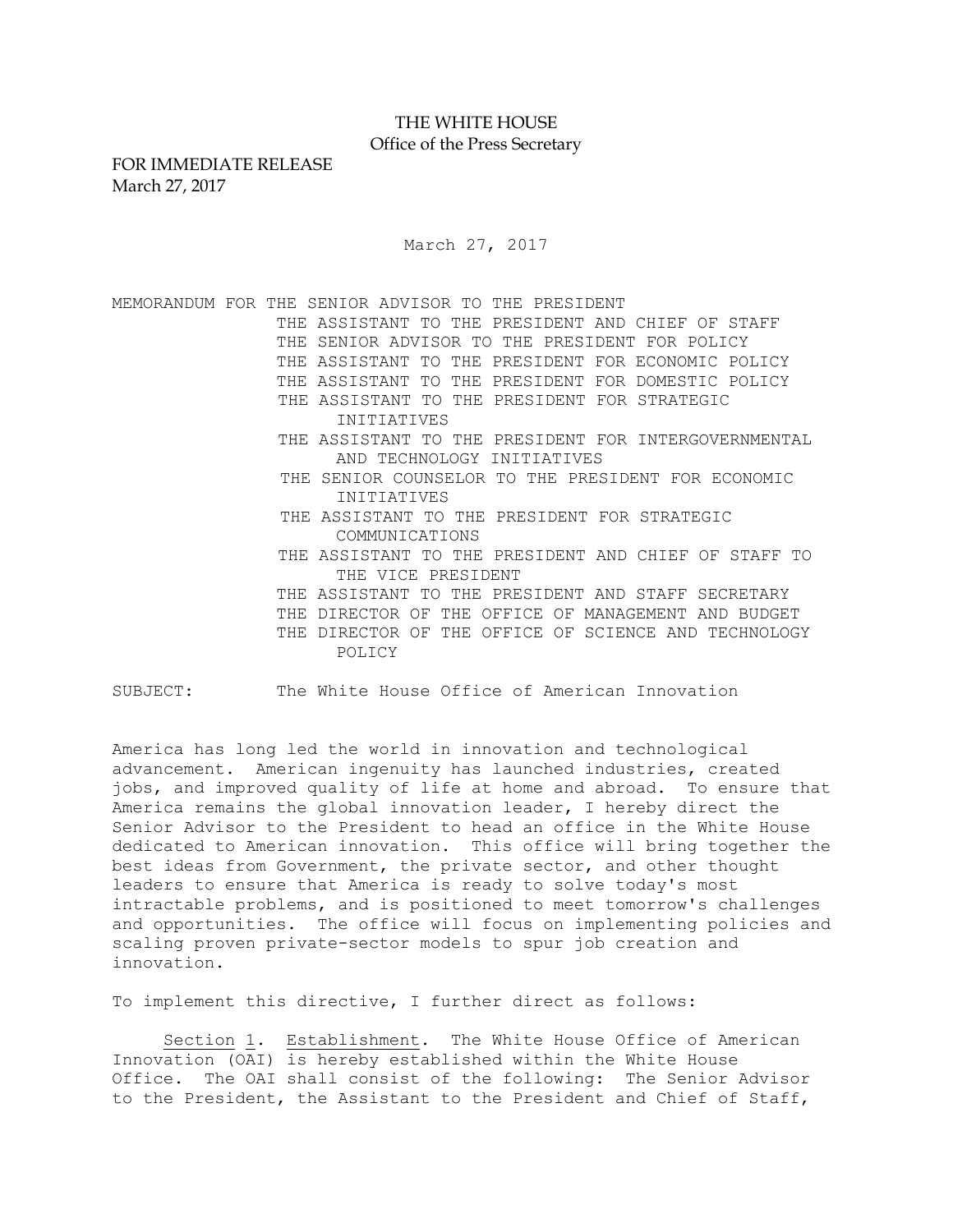# THE WHITE HOUSE

Office of the Press Secretary

FOR IMMEDIATE RELEASE
March 27, 2017

March 27, 2017

MEMORANDUM FOR THE SENIOR ADVISOR TO THE PRESIDENT
THE ASSISTANT TO THE PRESIDENT AND CHIEF OF STAFF
THE SENIOR ADVISOR TO THE PRESIDENT FOR POLICY
THE ASSISTANT TO THE PRESIDENT FOR ECONOMIC POLICY
THE ASSISTANT TO THE PRESIDENT FOR DOMESTIC POLICY
THE ASSISTANT TO THE PRESIDENT FOR STRATEGIC INITIATIVES
THE ASSISTANT TO THE PRESIDENT FOR INTERGOVERNMENTAL AND TECHNOLOGY INITIATIVES
THE SENIOR COUNSELOR TO THE PRESIDENT FOR ECONOMIC INITIATIVES
THE ASSISTANT TO THE PRESIDENT FOR STRATEGIC COMMUNICATIONS
THE ASSISTANT TO THE PRESIDENT AND CHIEF OF STAFF TO THE VICE PRESIDENT
THE ASSISTANT TO THE PRESIDENT AND STAFF SECRETARY
THE DIRECTOR OF THE OFFICE OF MANAGEMENT AND BUDGET
THE DIRECTOR OF THE OFFICE OF SCIENCE AND TECHNOLOGY POLICY

SUBJECT: The White House Office of American Innovation

America has long led the world in innovation and technological advancement. American ingenuity has launched industries, created jobs, and improved quality of life at home and abroad. To ensure that America remains the global innovation leader, I hereby direct the Senior Advisor to the President to head an office in the White House dedicated to American innovation. This office will bring together the best ideas from Government, the private sector, and other thought leaders to ensure that America is ready to solve today's most intractable problems, and is positioned to meet tomorrow's challenges and opportunities. The office will focus on implementing policies and scaling proven private-sector models to spur job creation and innovation.

To implement this directive, I further direct as follows:

Section 1. Establishment. The White House Office of American Innovation (OAI) is hereby established within the White House Office. The OAI shall consist of the following: The Senior Advisor to the President, the Assistant to the President and Chief of Staff,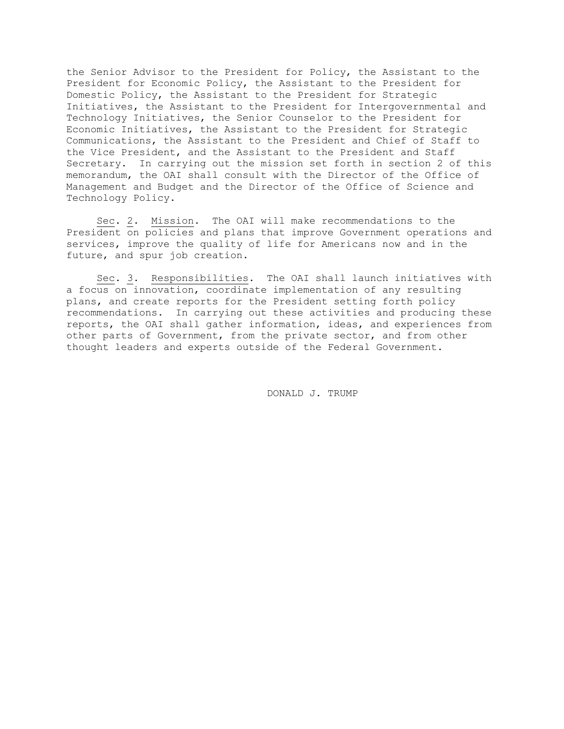the Senior Advisor to the President for Policy, the Assistant to the President for Economic Policy, the Assistant to the President for Domestic Policy, the Assistant to the President for Strategic Initiatives, the Assistant to the President for Intergovernmental and Technology Initiatives, the Senior Counselor to the President for Economic Initiatives, the Assistant to the President for Strategic Communications, the Assistant to the President and Chief of Staff to the Vice President, and the Assistant to the President and Staff Secretary. In carrying out the mission set forth in section 2 of this memorandum, the OAI shall consult with the Director of the Office of Management and Budget and the Director of the Office of Science and Technology Policy.

Sec. 2. Mission. The OAI will make recommendations to the President on policies and plans that improve Government operations and services, improve the quality of life for Americans now and in the future, and spur job creation.

Sec. 3. Responsibilities. The OAI shall launch initiatives with a focus on innovation, coordinate implementation of any resulting plans, and create reports for the President setting forth policy recommendations. In carrying out these activities and producing these reports, the OAI shall gather information, ideas, and experiences from other parts of Government, from the private sector, and from other thought leaders and experts outside of the Federal Government.

DONALD J. TRUMP